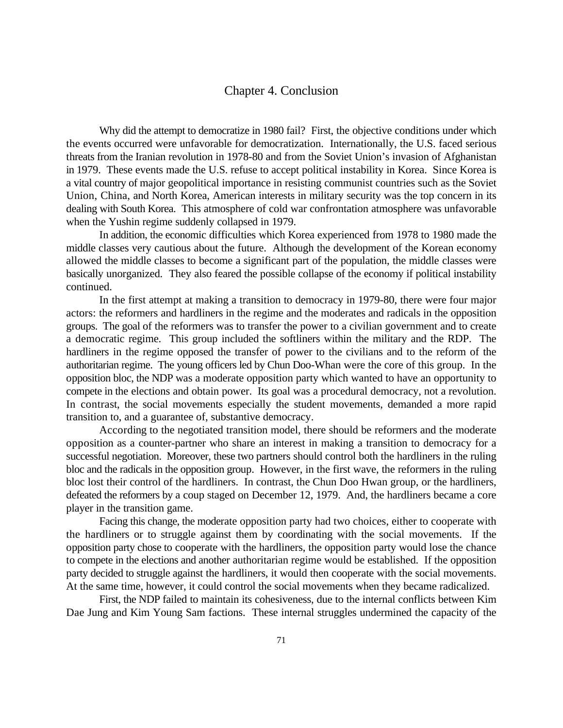# Chapter 4. Conclusion

Why did the attempt to democratize in 1980 fail? First, the objective conditions under which the events occurred were unfavorable for democratization. Internationally, the U.S. faced serious threats from the Iranian revolution in 1978-80 and from the Soviet Union's invasion of Afghanistan in 1979. These events made the U.S. refuse to accept political instability in Korea. Since Korea is a vital country of major geopolitical importance in resisting communist countries such as the Soviet Union, China, and North Korea, American interests in military security was the top concern in its dealing with South Korea. This atmosphere of cold war confrontation atmosphere was unfavorable when the Yushin regime suddenly collapsed in 1979.

In addition, the economic difficulties which Korea experienced from 1978 to 1980 made the middle classes very cautious about the future. Although the development of the Korean economy allowed the middle classes to become a significant part of the population, the middle classes were basically unorganized. They also feared the possible collapse of the economy if political instability continued.

In the first attempt at making a transition to democracy in 1979-80, there were four major actors: the reformers and hardliners in the regime and the moderates and radicals in the opposition groups. The goal of the reformers was to transfer the power to a civilian government and to create a democratic regime. This group included the softliners within the military and the RDP. The hardliners in the regime opposed the transfer of power to the civilians and to the reform of the authoritarian regime. The young officers led by Chun Doo-Whan were the core of this group. In the opposition bloc, the NDP was a moderate opposition party which wanted to have an opportunity to compete in the elections and obtain power. Its goal was a procedural democracy, not a revolution. In contrast, the social movements especially the student movements, demanded a more rapid transition to, and a guarantee of, substantive democracy.

According to the negotiated transition model, there should be reformers and the moderate opposition as a counter-partner who share an interest in making a transition to democracy for a successful negotiation. Moreover, these two partners should control both the hardliners in the ruling bloc and the radicals in the opposition group. However, in the first wave, the reformers in the ruling bloc lost their control of the hardliners. In contrast, the Chun Doo Hwan group, or the hardliners, defeated the reformers by a coup staged on December 12, 1979. And, the hardliners became a core player in the transition game.

Facing this change, the moderate opposition party had two choices, either to cooperate with the hardliners or to struggle against them by coordinating with the social movements. If the opposition party chose to cooperate with the hardliners, the opposition party would lose the chance to compete in the elections and another authoritarian regime would be established. If the opposition party decided to struggle against the hardliners, it would then cooperate with the social movements. At the same time, however, it could control the social movements when they became radicalized.

First, the NDP failed to maintain its cohesiveness, due to the internal conflicts between Kim Dae Jung and Kim Young Sam factions. These internal struggles undermined the capacity of the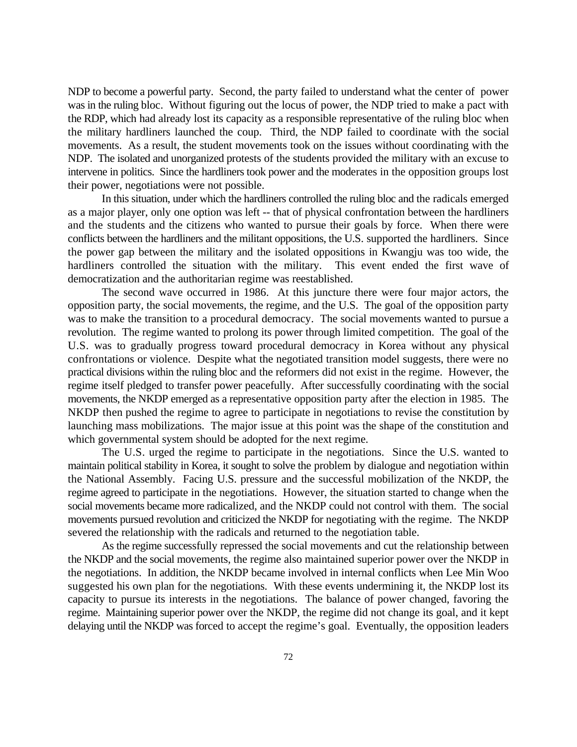NDP to become a powerful party. Second, the party failed to understand what the center of power was in the ruling bloc. Without figuring out the locus of power, the NDP tried to make a pact with the RDP, which had already lost its capacity as a responsible representative of the ruling bloc when the military hardliners launched the coup. Third, the NDP failed to coordinate with the social movements. As a result, the student movements took on the issues without coordinating with the NDP. The isolated and unorganized protests of the students provided the military with an excuse to intervene in politics. Since the hardliners took power and the moderates in the opposition groups lost their power, negotiations were not possible.

In this situation, under which the hardliners controlled the ruling bloc and the radicals emerged as a major player, only one option was left -- that of physical confrontation between the hardliners and the students and the citizens who wanted to pursue their goals by force. When there were conflicts between the hardliners and the militant oppositions, the U.S. supported the hardliners. Since the power gap between the military and the isolated oppositions in Kwangju was too wide, the hardliners controlled the situation with the military. This event ended the first wave of democratization and the authoritarian regime was reestablished.

The second wave occurred in 1986. At this juncture there were four major actors, the opposition party, the social movements, the regime, and the U.S. The goal of the opposition party was to make the transition to a procedural democracy. The social movements wanted to pursue a revolution. The regime wanted to prolong its power through limited competition. The goal of the U.S. was to gradually progress toward procedural democracy in Korea without any physical confrontations or violence. Despite what the negotiated transition model suggests, there were no practical divisions within the ruling bloc and the reformers did not exist in the regime. However, the regime itself pledged to transfer power peacefully. After successfully coordinating with the social movements, the NKDP emerged as a representative opposition party after the election in 1985. The NKDP then pushed the regime to agree to participate in negotiations to revise the constitution by launching mass mobilizations. The major issue at this point was the shape of the constitution and which governmental system should be adopted for the next regime.

The U.S. urged the regime to participate in the negotiations. Since the U.S. wanted to maintain political stability in Korea, it sought to solve the problem by dialogue and negotiation within the National Assembly. Facing U.S. pressure and the successful mobilization of the NKDP, the regime agreed to participate in the negotiations. However, the situation started to change when the social movements became more radicalized, and the NKDP could not control with them. The social movements pursued revolution and criticized the NKDP for negotiating with the regime. The NKDP severed the relationship with the radicals and returned to the negotiation table.

As the regime successfully repressed the social movements and cut the relationship between the NKDP and the social movements, the regime also maintained superior power over the NKDP in the negotiations. In addition, the NKDP became involved in internal conflicts when Lee Min Woo suggested his own plan for the negotiations. With these events undermining it, the NKDP lost its capacity to pursue its interests in the negotiations. The balance of power changed, favoring the regime. Maintaining superior power over the NKDP, the regime did not change its goal, and it kept delaying until the NKDP was forced to accept the regime's goal. Eventually, the opposition leaders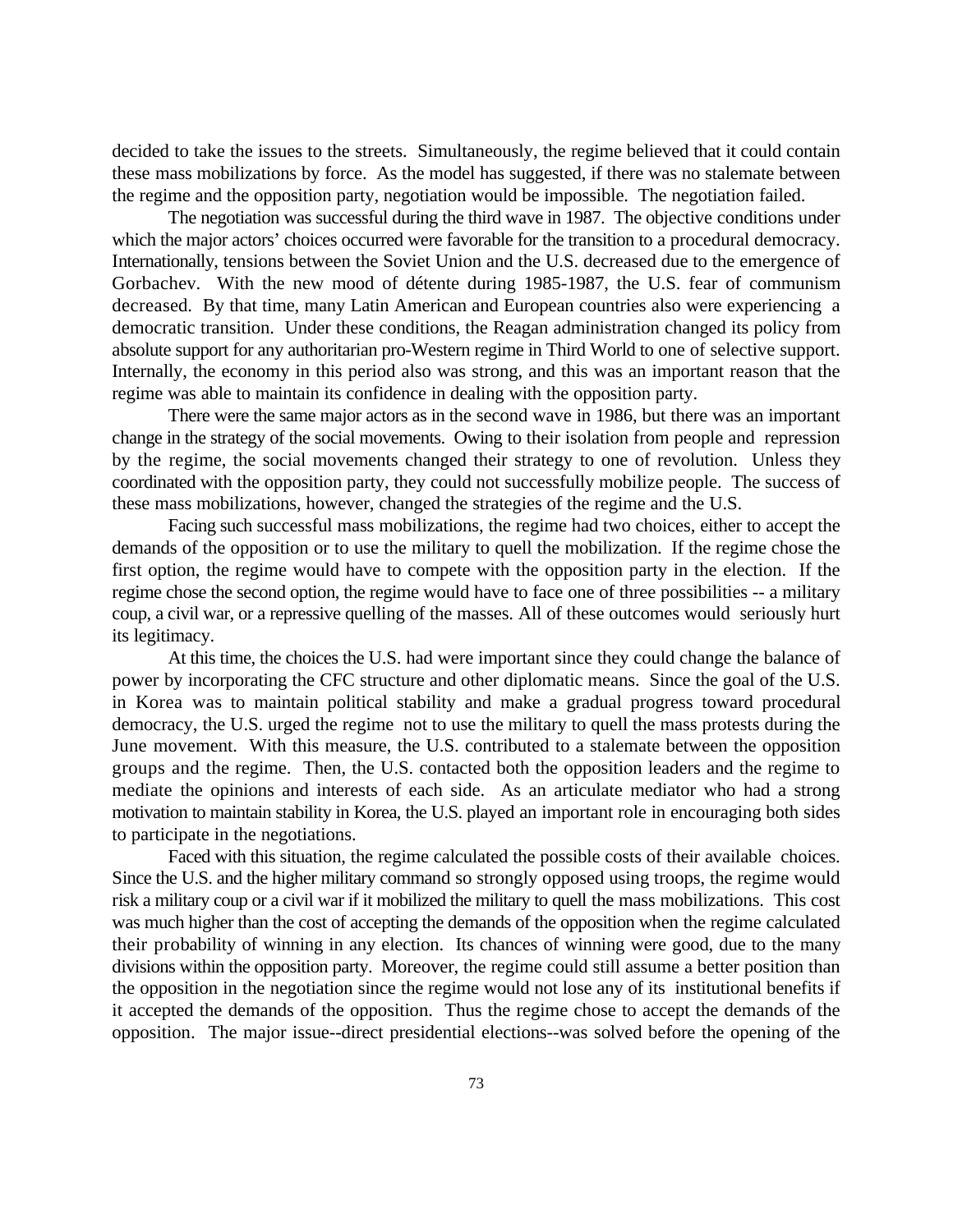decided to take the issues to the streets. Simultaneously, the regime believed that it could contain these mass mobilizations by force. As the model has suggested, if there was no stalemate between the regime and the opposition party, negotiation would be impossible. The negotiation failed.

The negotiation was successful during the third wave in 1987. The objective conditions under which the major actors' choices occurred were favorable for the transition to a procedural democracy. Internationally, tensions between the Soviet Union and the U.S. decreased due to the emergence of Gorbachev. With the new mood of détente during 1985-1987, the U.S. fear of communism decreased. By that time, many Latin American and European countries also were experiencing a democratic transition. Under these conditions, the Reagan administration changed its policy from absolute support for any authoritarian pro-Western regime in Third World to one of selective support. Internally, the economy in this period also was strong, and this was an important reason that the regime was able to maintain its confidence in dealing with the opposition party.

There were the same major actors as in the second wave in 1986, but there was an important change in the strategy of the social movements. Owing to their isolation from people and repression by the regime, the social movements changed their strategy to one of revolution. Unless they coordinated with the opposition party, they could not successfully mobilize people. The success of these mass mobilizations, however, changed the strategies of the regime and the U.S.

Facing such successful mass mobilizations, the regime had two choices, either to accept the demands of the opposition or to use the military to quell the mobilization. If the regime chose the first option, the regime would have to compete with the opposition party in the election. If the regime chose the second option, the regime would have to face one of three possibilities -- a military coup, a civil war, or a repressive quelling of the masses. All of these outcomes would seriously hurt its legitimacy.

At this time, the choices the U.S. had were important since they could change the balance of power by incorporating the CFC structure and other diplomatic means. Since the goal of the U.S. in Korea was to maintain political stability and make a gradual progress toward procedural democracy, the U.S. urged the regime not to use the military to quell the mass protests during the June movement. With this measure, the U.S. contributed to a stalemate between the opposition groups and the regime. Then, the U.S. contacted both the opposition leaders and the regime to mediate the opinions and interests of each side. As an articulate mediator who had a strong motivation to maintain stability in Korea, the U.S. played an important role in encouraging both sides to participate in the negotiations.

Faced with this situation, the regime calculated the possible costs of their available choices. Since the U.S. and the higher military command so strongly opposed using troops, the regime would risk a military coup or a civil war if it mobilized the military to quell the mass mobilizations. This cost was much higher than the cost of accepting the demands of the opposition when the regime calculated their probability of winning in any election. Its chances of winning were good, due to the many divisions within the opposition party. Moreover, the regime could still assume a better position than the opposition in the negotiation since the regime would not lose any of its institutional benefits if it accepted the demands of the opposition. Thus the regime chose to accept the demands of the opposition. The major issue--direct presidential elections--was solved before the opening of the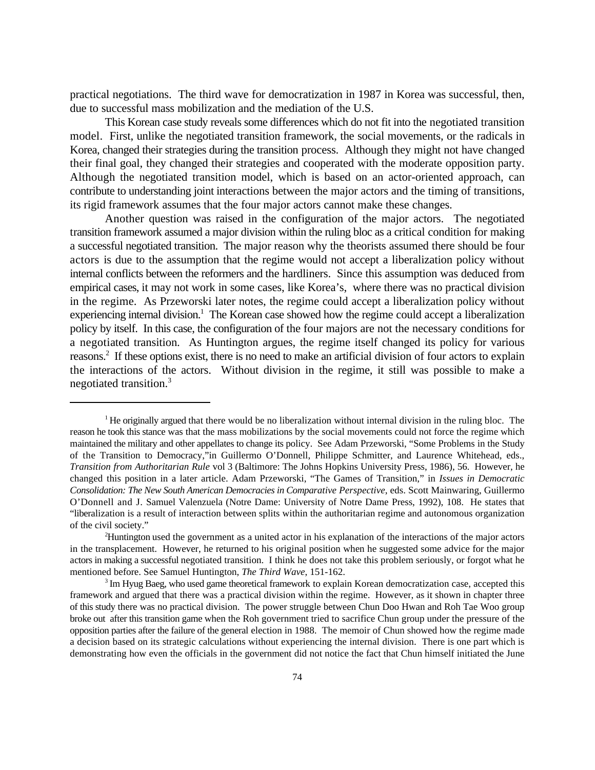practical negotiations. The third wave for democratization in 1987 in Korea was successful, then, due to successful mass mobilization and the mediation of the U.S.

This Korean case study reveals some differences which do not fit into the negotiated transition model. First, unlike the negotiated transition framework, the social movements, or the radicals in Korea, changed their strategies during the transition process. Although they might not have changed their final goal, they changed their strategies and cooperated with the moderate opposition party. Although the negotiated transition model, which is based on an actor-oriented approach, can contribute to understanding joint interactions between the major actors and the timing of transitions, its rigid framework assumes that the four major actors cannot make these changes.

Another question was raised in the configuration of the major actors. The negotiated transition framework assumed a major division within the ruling bloc as a critical condition for making a successful negotiated transition. The major reason why the theorists assumed there should be four actors is due to the assumption that the regime would not accept a liberalization policy without internal conflicts between the reformers and the hardliners. Since this assumption was deduced from empirical cases, it may not work in some cases, like Korea's, where there was no practical division in the regime. As Przeworski later notes, the regime could accept a liberalization policy without experiencing internal division.[1] The Korean case showed how the regime could accept a liberalization policy by itself. In this case, the configuration of the four majors are not the necessary conditions for a negotiated transition. As Huntington argues, the regime itself changed its policy for various reasons.[2] If these options exist, there is no need to make an artificial division of four actors to explain the interactions of the actors. Without division in the regime, it still was possible to make a negotiated transition.[3]

---

[1] He originally argued that there would be no liberalization without internal division in the ruling bloc. The reason he took this stance was that the mass mobilizations by the social movements could not force the regime which maintained the military and other appellates to change its policy. See Adam Przeworski, "Some Problems in the Study of the Transition to Democracy,"in Guillermo O'Donnell, Philippe Schmitter, and Laurence Whitehead, eds., *Transition from Authoritarian Rule* vol 3 (Baltimore: The Johns Hopkins University Press, 1986), 56. However, he changed this position in a later article. Adam Przeworski, "The Games of Transition," in *Issues in Democratic Consolidation: The New South American Democracies in Comparative Perspective*, eds. Scott Mainwaring, Guillermo O'Donnell and J. Samuel Valenzuela (Notre Dame: University of Notre Dame Press, 1992), 108. He states that "liberalization is a result of interaction between splits within the authoritarian regime and autonomous organization of the civil society."

[2] Huntington used the government as a united actor in his explanation of the interactions of the major actors in the transplacement. However, he returned to his original position when he suggested some advice for the major actors in making a successful negotiated transition. I think he does not take this problem seriously, or forgot what he mentioned before. See Samuel Huntington, *The Third Wave*, 151-162.

[3] Im Hyug Baeg, who used game theoretical framework to explain Korean democratization case, accepted this framework and argued that there was a practical division within the regime. However, as it shown in chapter three of this study there was no practical division. The power struggle between Chun Doo Hwan and Roh Tae Woo group broke out after this transition game when the Roh government tried to sacrifice Chun group under the pressure of the opposition parties after the failure of the general election in 1988. The memoir of Chun showed how the regime made a decision based on its strategic calculations without experiencing the internal division. There is one part which is demonstrating how even the officials in the government did not notice the fact that Chun himself initiated the June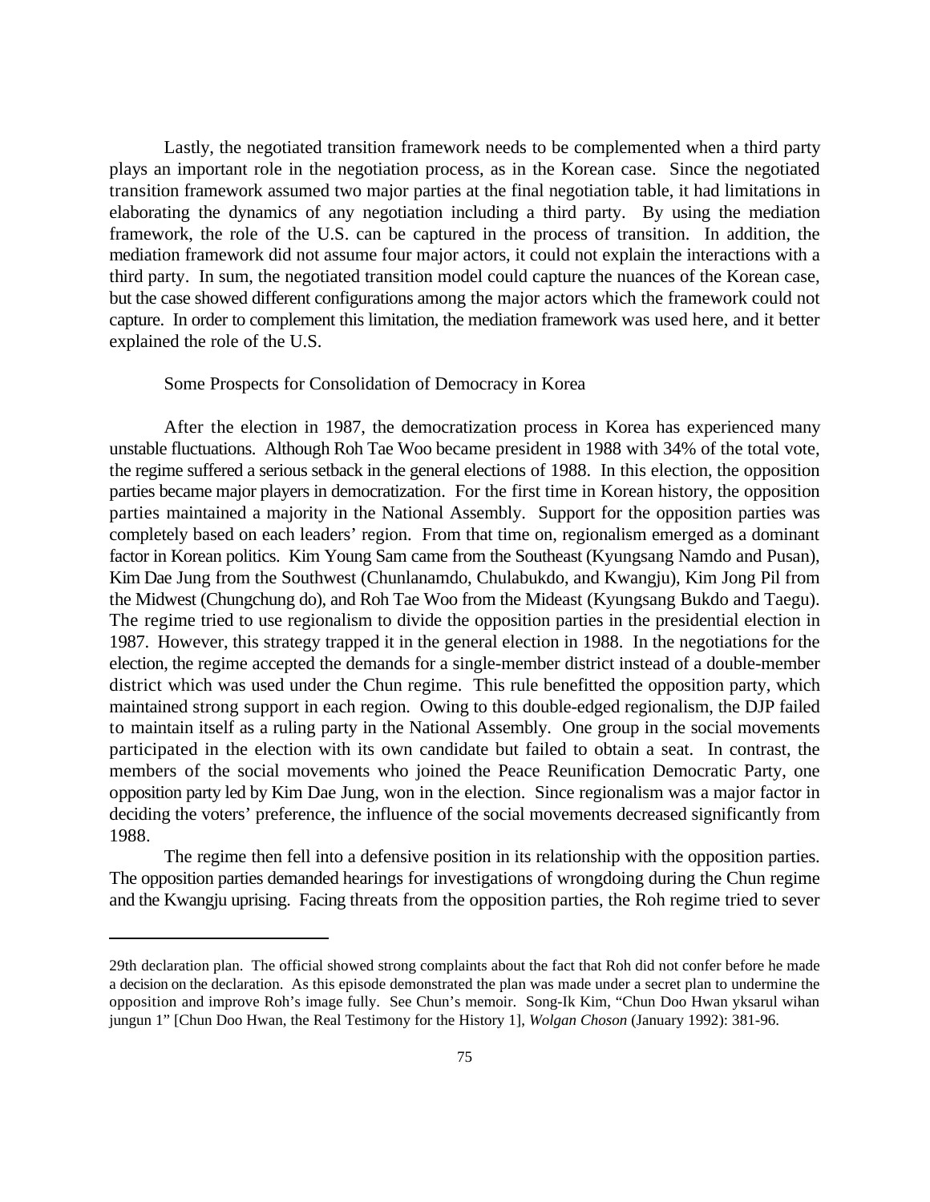Lastly, the negotiated transition framework needs to be complemented when a third party plays an important role in the negotiation process, as in the Korean case. Since the negotiated transition framework assumed two major parties at the final negotiation table, it had limitations in elaborating the dynamics of any negotiation including a third party. By using the mediation framework, the role of the U.S. can be captured in the process of transition. In addition, the mediation framework did not assume four major actors, it could not explain the interactions with a third party. In sum, the negotiated transition model could capture the nuances of the Korean case, but the case showed different configurations among the major actors which the framework could not capture. In order to complement this limitation, the mediation framework was used here, and it better explained the role of the U.S.

## Some Prospects for Consolidation of Democracy in Korea

After the election in 1987, the democratization process in Korea has experienced many unstable fluctuations. Although Roh Tae Woo became president in 1988 with 34% of the total vote, the regime suffered a serious setback in the general elections of 1988. In this election, the opposition parties became major players in democratization. For the first time in Korean history, the opposition parties maintained a majority in the National Assembly. Support for the opposition parties was completely based on each leaders' region. From that time on, regionalism emerged as a dominant factor in Korean politics. Kim Young Sam came from the Southeast (Kyungsang Namdo and Pusan), Kim Dae Jung from the Southwest (Chunlanamdo, Chulabukdo, and Kwangju), Kim Jong Pil from the Midwest (Chungchung do), and Roh Tae Woo from the Mideast (Kyungsang Bukdo and Taegu). The regime tried to use regionalism to divide the opposition parties in the presidential election in 1987. However, this strategy trapped it in the general election in 1988. In the negotiations for the election, the regime accepted the demands for a single-member district instead of a double-member district which was used under the Chun regime. This rule benefitted the opposition party, which maintained strong support in each region. Owing to this double-edged regionalism, the DJP failed to maintain itself as a ruling party in the National Assembly. One group in the social movements participated in the election with its own candidate but failed to obtain a seat. In contrast, the members of the social movements who joined the Peace Reunification Democratic Party, one opposition party led by Kim Dae Jung, won in the election. Since regionalism was a major factor in deciding the voters' preference, the influence of the social movements decreased significantly from 1988.

The regime then fell into a defensive position in its relationship with the opposition parties. The opposition parties demanded hearings for investigations of wrongdoing during the Chun regime and the Kwangju uprising. Facing threats from the opposition parties, the Roh regime tried to sever

---

29th declaration plan. The official showed strong complaints about the fact that Roh did not confer before he made a decision on the declaration. As this episode demonstrated the plan was made under a secret plan to undermine the opposition and improve Roh's image fully. See Chun's memoir. Song-Ik Kim, "Chun Doo Hwan yksarul wihan jungun 1" [Chun Doo Hwan, the Real Testimony for the History 1], *Wolgan Choson* (January 1992): 381-96.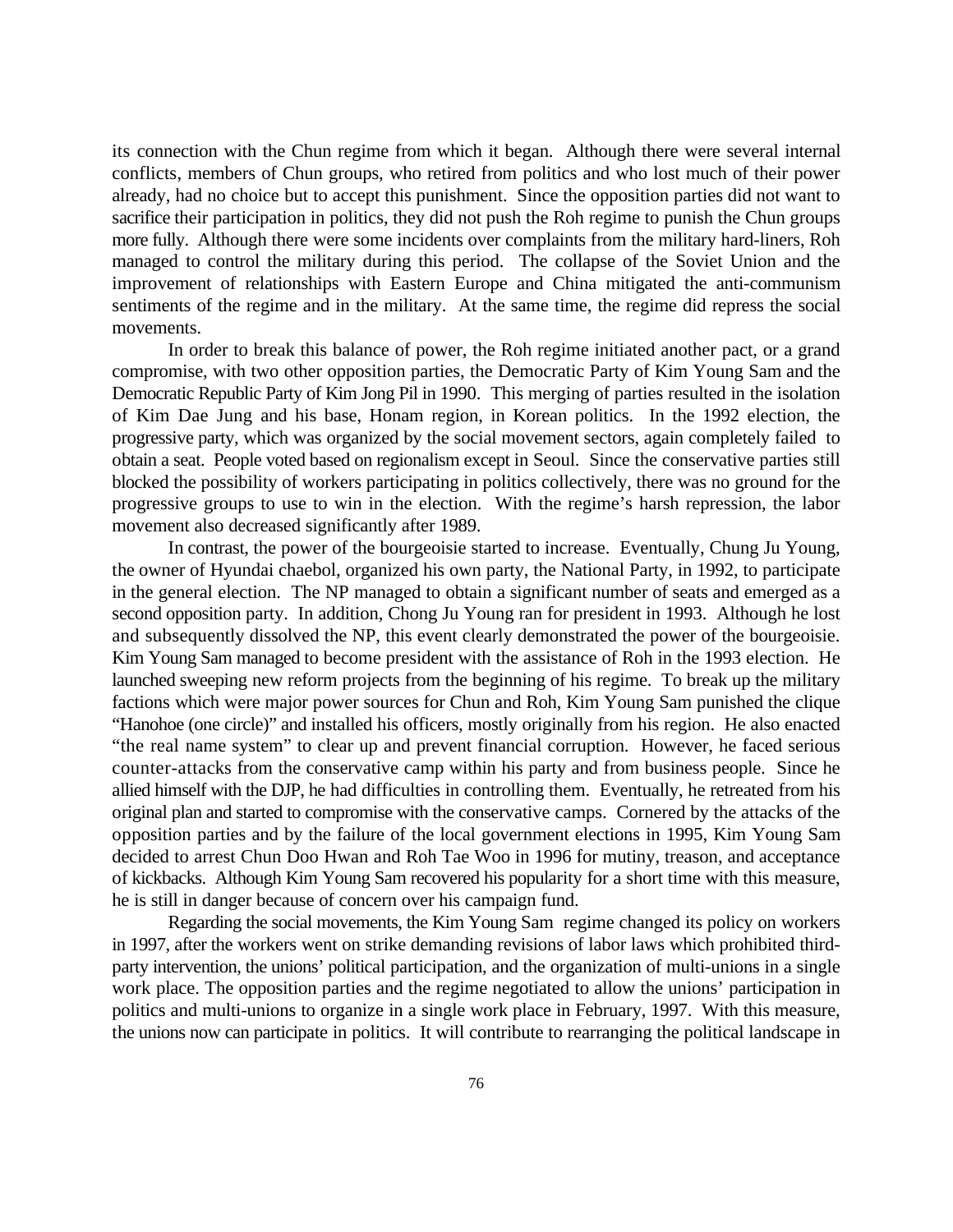its connection with the Chun regime from which it began. Although there were several internal conflicts, members of Chun groups, who retired from politics and who lost much of their power already, had no choice but to accept this punishment. Since the opposition parties did not want to sacrifice their participation in politics, they did not push the Roh regime to punish the Chun groups more fully. Although there were some incidents over complaints from the military hard-liners, Roh managed to control the military during this period. The collapse of the Soviet Union and the improvement of relationships with Eastern Europe and China mitigated the anti-communism sentiments of the regime and in the military. At the same time, the regime did repress the social movements.

In order to break this balance of power, the Roh regime initiated another pact, or a grand compromise, with two other opposition parties, the Democratic Party of Kim Young Sam and the Democratic Republic Party of Kim Jong Pil in 1990. This merging of parties resulted in the isolation of Kim Dae Jung and his base, Honam region, in Korean politics. In the 1992 election, the progressive party, which was organized by the social movement sectors, again completely failed to obtain a seat. People voted based on regionalism except in Seoul. Since the conservative parties still blocked the possibility of workers participating in politics collectively, there was no ground for the progressive groups to use to win in the election. With the regime's harsh repression, the labor movement also decreased significantly after 1989.

In contrast, the power of the bourgeoisie started to increase. Eventually, Chung Ju Young, the owner of Hyundai chaebol, organized his own party, the National Party, in 1992, to participate in the general election. The NP managed to obtain a significant number of seats and emerged as a second opposition party. In addition, Chong Ju Young ran for president in 1993. Although he lost and subsequently dissolved the NP, this event clearly demonstrated the power of the bourgeoisie. Kim Young Sam managed to become president with the assistance of Roh in the 1993 election. He launched sweeping new reform projects from the beginning of his regime. To break up the military factions which were major power sources for Chun and Roh, Kim Young Sam punished the clique "Hanohoe (one circle)" and installed his officers, mostly originally from his region. He also enacted "the real name system" to clear up and prevent financial corruption. However, he faced serious counter-attacks from the conservative camp within his party and from business people. Since he allied himself with the DJP, he had difficulties in controlling them. Eventually, he retreated from his original plan and started to compromise with the conservative camps. Cornered by the attacks of the opposition parties and by the failure of the local government elections in 1995, Kim Young Sam decided to arrest Chun Doo Hwan and Roh Tae Woo in 1996 for mutiny, treason, and acceptance of kickbacks. Although Kim Young Sam recovered his popularity for a short time with this measure, he is still in danger because of concern over his campaign fund.

Regarding the social movements, the Kim Young Sam regime changed its policy on workers in 1997, after the workers went on strike demanding revisions of labor laws which prohibited third-party intervention, the unions' political participation, and the organization of multi-unions in a single work place. The opposition parties and the regime negotiated to allow the unions' participation in politics and multi-unions to organize in a single work place in February, 1997. With this measure, the unions now can participate in politics. It will contribute to rearranging the political landscape in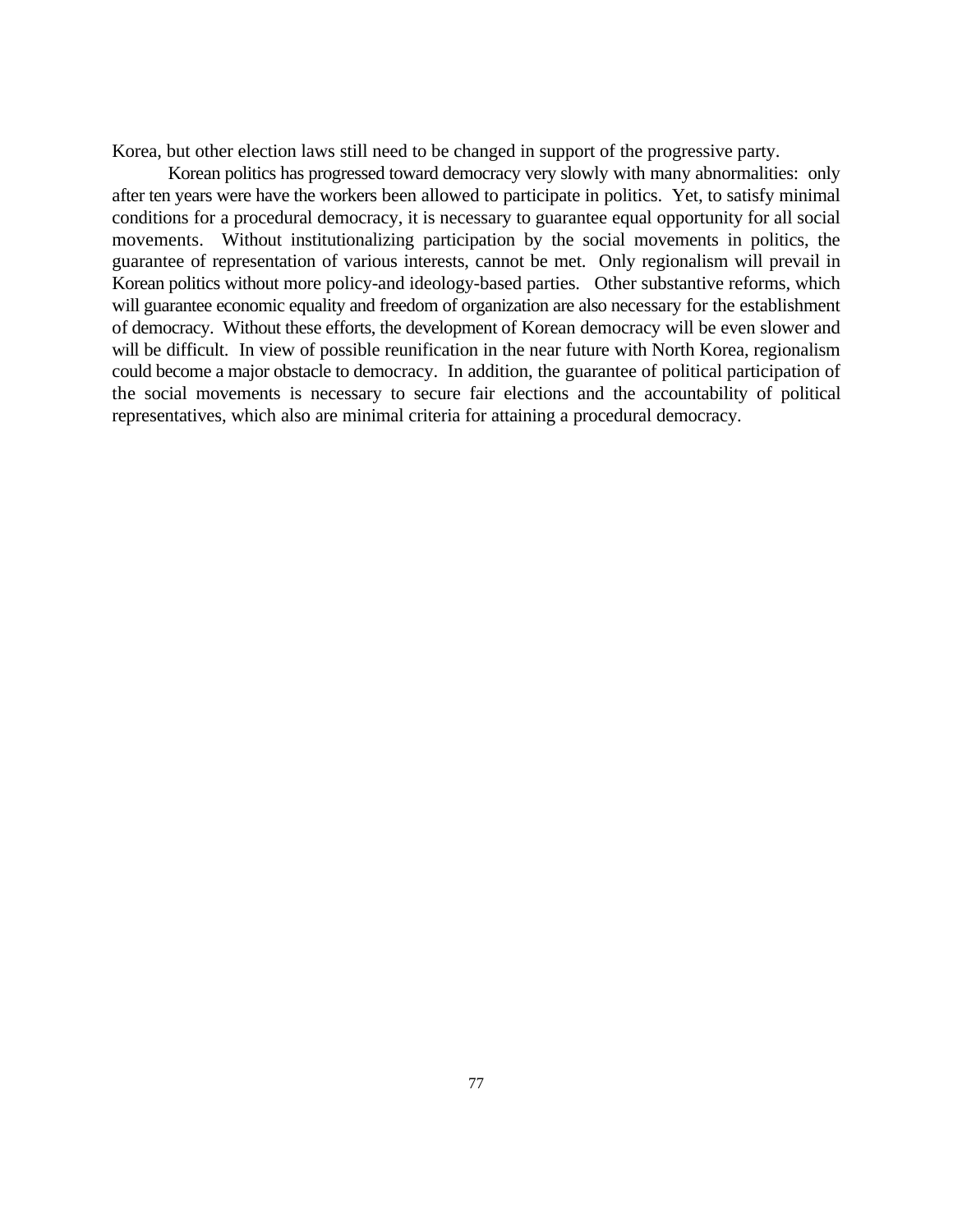Korea, but other election laws still need to be changed in support of the progressive party.

Korean politics has progressed toward democracy very slowly with many abnormalities: only after ten years were have the workers been allowed to participate in politics. Yet, to satisfy minimal conditions for a procedural democracy, it is necessary to guarantee equal opportunity for all social movements. Without institutionalizing participation by the social movements in politics, the guarantee of representation of various interests, cannot be met. Only regionalism will prevail in Korean politics without more policy-and ideology-based parties. Other substantive reforms, which will guarantee economic equality and freedom of organization are also necessary for the establishment of democracy. Without these efforts, the development of Korean democracy will be even slower and will be difficult. In view of possible reunification in the near future with North Korea, regionalism could become a major obstacle to democracy. In addition, the guarantee of political participation of the social movements is necessary to secure fair elections and the accountability of political representatives, which also are minimal criteria for attaining a procedural democracy.